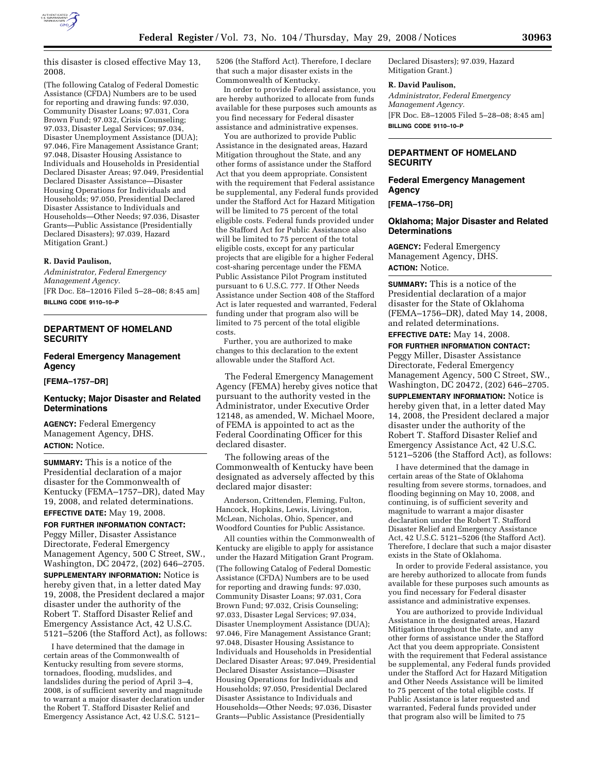this disaster is closed effective May 13, 2008.

(The following Catalog of Federal Domestic Assistance (CFDA) Numbers are to be used for reporting and drawing funds: 97.030, Community Disaster Loans; 97.031, Cora Brown Fund; 97.032, Crisis Counseling; 97.033, Disaster Legal Services; 97.034, Disaster Unemployment Assistance (DUA); 97.046, Fire Management Assistance Grant; 97.048, Disaster Housing Assistance to Individuals and Households in Presidential Declared Disaster Areas; 97.049, Presidential Declared Disaster Assistance—Disaster Housing Operations for Individuals and Households; 97.050, Presidential Declared Disaster Assistance to Individuals and Households—Other Needs; 97.036, Disaster Grants—Public Assistance (Presidentially Declared Disasters); 97.039, Hazard Mitigation Grant.)

**R. David Paulison,**

*Administrator, Federal Emergency Management Agency.*

[FR Doc. E8–12016 Filed 5–28–08; 8:45 am]

**BILLING CODE 9110–10–P**

## DEPARTMENT OF HOMELAND SECURITY

### Federal Emergency Management Agency

**[FEMA–1757–DR]**

### Kentucky; Major Disaster and Related Determinations

**AGENCY:** Federal Emergency Management Agency, DHS.

**ACTION:** Notice.

**SUMMARY:** This is a notice of the Presidential declaration of a major disaster for the Commonwealth of Kentucky (FEMA–1757–DR), dated May 19, 2008, and related determinations.

**EFFECTIVE DATE:** May 19, 2008.

**FOR FURTHER INFORMATION CONTACT:** Peggy Miller, Disaster Assistance Directorate, Federal Emergency Management Agency, 500 C Street, SW., Washington, DC 20472, (202) 646–2705.

**SUPPLEMENTARY INFORMATION:** Notice is hereby given that, in a letter dated May 19, 2008, the President declared a major disaster under the authority of the Robert T. Stafford Disaster Relief and Emergency Assistance Act, 42 U.S.C. 5121–5206 (the Stafford Act), as follows:

I have determined that the damage in certain areas of the Commonwealth of Kentucky resulting from severe storms, tornadoes, flooding, mudslides, and landslides during the period of April 3–4, 2008, is of sufficient severity and magnitude to warrant a major disaster declaration under the Robert T. Stafford Disaster Relief and Emergency Assistance Act, 42 U.S.C. 5121–5206 (the Stafford Act). Therefore, I declare that such a major disaster exists in the Commonwealth of Kentucky.

In order to provide Federal assistance, you are hereby authorized to allocate from funds available for these purposes such amounts as you find necessary for Federal disaster assistance and administrative expenses.

You are authorized to provide Public Assistance in the designated areas, Hazard Mitigation throughout the State, and any other forms of assistance under the Stafford Act that you deem appropriate. Consistent with the requirement that Federal assistance be supplemental, any Federal funds provided under the Stafford Act for Hazard Mitigation will be limited to 75 percent of the total eligible costs. Federal funds provided under the Stafford Act for Public Assistance also will be limited to 75 percent of the total eligible costs, except for any particular projects that are eligible for a higher Federal cost-sharing percentage under the FEMA Public Assistance Pilot Program instituted pursuant to 6 U.S.C. 777. If Other Needs Assistance under Section 408 of the Stafford Act is later requested and warranted, Federal funding under that program also will be limited to 75 percent of the total eligible costs.

Further, you are authorized to make changes to this declaration to the extent allowable under the Stafford Act.

The Federal Emergency Management Agency (FEMA) hereby gives notice that pursuant to the authority vested in the Administrator, under Executive Order 12148, as amended, W. Michael Moore, of FEMA is appointed to act as the Federal Coordinating Officer for this declared disaster.

The following areas of the Commonwealth of Kentucky have been designated as adversely affected by this declared major disaster:

Anderson, Crittenden, Fleming, Fulton, Hancock, Hopkins, Lewis, Livingston, McLean, Nicholas, Ohio, Spencer, and Woodford Counties for Public Assistance.

All counties within the Commonwealth of Kentucky are eligible to apply for assistance under the Hazard Mitigation Grant Program.

(The following Catalog of Federal Domestic Assistance (CFDA) Numbers are to be used for reporting and drawing funds: 97.030, Community Disaster Loans; 97.031, Cora Brown Fund; 97.032, Crisis Counseling; 97.033, Disaster Legal Services; 97.034, Disaster Unemployment Assistance (DUA); 97.046, Fire Management Assistance Grant; 97.048, Disaster Housing Assistance to Individuals and Households in Presidential Declared Disaster Areas; 97.049, Presidential Declared Disaster Assistance—Disaster Housing Operations for Individuals and Households; 97.050, Presidential Declared Disaster Assistance to Individuals and Households—Other Needs; 97.036, Disaster Grants—Public Assistance (Presidentially Declared Disasters); 97.039, Hazard Mitigation Grant.)

**R. David Paulison,**

*Administrator, Federal Emergency Management Agency.*

[FR Doc. E8–12005 Filed 5–28–08; 8:45 am]

**BILLING CODE 9110–10–P**

## DEPARTMENT OF HOMELAND SECURITY

### Federal Emergency Management Agency

**[FEMA–1756–DR]**

### Oklahoma; Major Disaster and Related Determinations

**AGENCY:** Federal Emergency Management Agency, DHS.

**ACTION:** Notice.

**SUMMARY:** This is a notice of the Presidential declaration of a major disaster for the State of Oklahoma (FEMA–1756–DR), dated May 14, 2008, and related determinations.

**EFFECTIVE DATE:** May 14, 2008.

**FOR FURTHER INFORMATION CONTACT:** Peggy Miller, Disaster Assistance Directorate, Federal Emergency Management Agency, 500 C Street, SW., Washington, DC 20472, (202) 646–2705.

**SUPPLEMENTARY INFORMATION:** Notice is hereby given that, in a letter dated May 14, 2008, the President declared a major disaster under the authority of the Robert T. Stafford Disaster Relief and Emergency Assistance Act, 42 U.S.C. 5121–5206 (the Stafford Act), as follows:

I have determined that the damage in certain areas of the State of Oklahoma resulting from severe storms, tornadoes, and flooding beginning on May 10, 2008, and continuing, is of sufficient severity and magnitude to warrant a major disaster declaration under the Robert T. Stafford Disaster Relief and Emergency Assistance Act, 42 U.S.C. 5121–5206 (the Stafford Act). Therefore, I declare that such a major disaster exists in the State of Oklahoma.

In order to provide Federal assistance, you are hereby authorized to allocate from funds available for these purposes such amounts as you find necessary for Federal disaster assistance and administrative expenses.

You are authorized to provide Individual Assistance in the designated areas, Hazard Mitigation throughout the State, and any other forms of assistance under the Stafford Act that you deem appropriate. Consistent with the requirement that Federal assistance be supplemental, any Federal funds provided under the Stafford Act for Hazard Mitigation and Other Needs Assistance will be limited to 75 percent of the total eligible costs. If Public Assistance is later requested and warranted, Federal funds provided under that program also will be limited to 75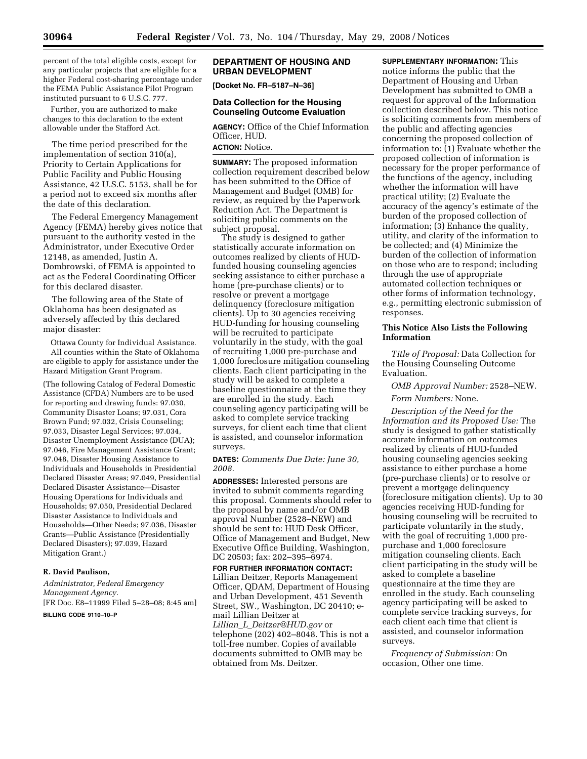percent of the total eligible costs, except for any particular projects that are eligible for a higher Federal cost-sharing percentage under the FEMA Public Assistance Pilot Program instituted pursuant to 6 U.S.C. 777.

Further, you are authorized to make changes to this declaration to the extent allowable under the Stafford Act.

The time period prescribed for the implementation of section 310(a), Priority to Certain Applications for Public Facility and Public Housing Assistance, 42 U.S.C. 5153, shall be for a period not to exceed six months after the date of this declaration.

The Federal Emergency Management Agency (FEMA) hereby gives notice that pursuant to the authority vested in the Administrator, under Executive Order 12148, as amended, Justin A. Dombrowski, of FEMA is appointed to act as the Federal Coordinating Officer for this declared disaster.

The following area of the State of Oklahoma has been designated as adversely affected by this declared major disaster:

Ottawa County for Individual Assistance.

All counties within the State of Oklahoma are eligible to apply for assistance under the Hazard Mitigation Grant Program.

(The following Catalog of Federal Domestic Assistance (CFDA) Numbers are to be used for reporting and drawing funds: 97.030, Community Disaster Loans; 97.031, Cora Brown Fund; 97.032, Crisis Counseling; 97.033, Disaster Legal Services; 97.034, Disaster Unemployment Assistance (DUA); 97.046, Fire Management Assistance Grant; 97.048, Disaster Housing Assistance to Individuals and Households in Presidential Declared Disaster Areas; 97.049, Presidential Declared Disaster Assistance—Disaster Housing Operations for Individuals and Households; 97.050, Presidential Declared Disaster Assistance to Individuals and Households—Other Needs; 97.036, Disaster Grants—Public Assistance (Presidentially Declared Disasters); 97.039, Hazard Mitigation Grant.)

**R. David Paulison,**

*Administrator, Federal Emergency Management Agency.*

[FR Doc. E8–11999 Filed 5–28–08; 8:45 am]

**BILLING CODE 9110–10–P**

## DEPARTMENT OF HOUSING AND URBAN DEVELOPMENT

**[Docket No. FR–5187–N–36]**

### Data Collection for the Housing Counseling Outcome Evaluation

**AGENCY:** Office of the Chief Information Officer, HUD.

**ACTION:** Notice.

**SUMMARY:** The proposed information collection requirement described below has been submitted to the Office of Management and Budget (OMB) for review, as required by the Paperwork Reduction Act. The Department is soliciting public comments on the subject proposal.

The study is designed to gather statistically accurate information on outcomes realized by clients of HUD-funded housing counseling agencies seeking assistance to either purchase a home (pre-purchase clients) or to resolve or prevent a mortgage delinquency (foreclosure mitigation clients). Up to 30 agencies receiving HUD-funding for housing counseling will be recruited to participate voluntarily in the study, with the goal of recruiting 1,000 pre-purchase and 1,000 foreclosure mitigation counseling clients. Each client participating in the study will be asked to complete a baseline questionnaire at the time they are enrolled in the study. Each counseling agency participating will be asked to complete service tracking surveys, for client each time that client is assisted, and counselor information surveys.

**DATES:** *Comments Due Date: June 30, 2008.*

**ADDRESSES:** Interested persons are invited to submit comments regarding this proposal. Comments should refer to the proposal by name and/or OMB approval Number (2528–NEW) and should be sent to: HUD Desk Officer, Office of Management and Budget, New Executive Office Building, Washington, DC 20503; fax: 202–395–6974.

**FOR FURTHER INFORMATION CONTACT:** Lillian Deitzer, Reports Management Officer, QDAM, Department of Housing and Urban Development, 451 Seventh Street, SW., Washington, DC 20410; e-mail Lillian Deitzer at *Lillian_L_Deitzer@HUD.gov* or telephone (202) 402–8048. This is not a toll-free number. Copies of available documents submitted to OMB may be obtained from Ms. Deitzer.

**SUPPLEMENTARY INFORMATION:** This notice informs the public that the Department of Housing and Urban Development has submitted to OMB a request for approval of the Information collection described below. This notice is soliciting comments from members of the public and affecting agencies concerning the proposed collection of information to: (1) Evaluate whether the proposed collection of information is necessary for the proper performance of the functions of the agency, including whether the information will have practical utility; (2) Evaluate the accuracy of the agency's estimate of the burden of the proposed collection of information; (3) Enhance the quality, utility, and clarity of the information to be collected; and (4) Minimize the burden of the collection of information on those who are to respond; including through the use of appropriate automated collection techniques or other forms of information technology, e.g., permitting electronic submission of responses.

### This Notice Also Lists the Following Information

*Title of Proposal:* Data Collection for the Housing Counseling Outcome Evaluation.

*OMB Approval Number:* 2528–NEW.

*Form Numbers:* None.

*Description of the Need for the Information and its Proposed Use:* The study is designed to gather statistically accurate information on outcomes realized by clients of HUD-funded housing counseling agencies seeking assistance to either purchase a home (pre-purchase clients) or to resolve or prevent a mortgage delinquency (foreclosure mitigation clients). Up to 30 agencies receiving HUD-funding for housing counseling will be recruited to participate voluntarily in the study, with the goal of recruiting 1,000 pre-purchase and 1,000 foreclosure mitigation counseling clients. Each client participating in the study will be asked to complete a baseline questionnaire at the time they are enrolled in the study. Each counseling agency participating will be asked to complete service tracking surveys, for each client each time that client is assisted, and counselor information surveys.

*Frequency of Submission:* On occasion, Other one time.